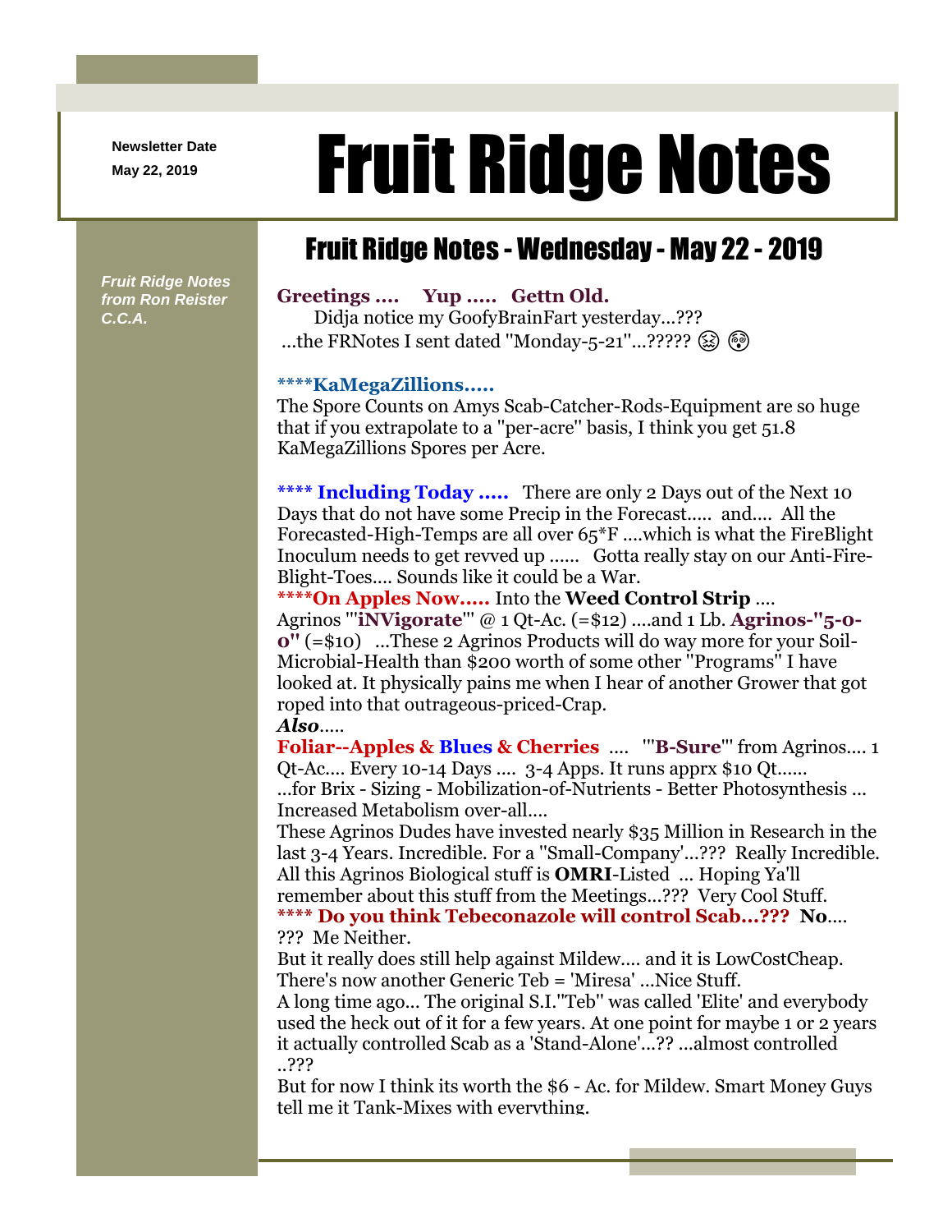Newsletter Date
May 22, 2019

# Fruit Ridge Notes

## Fruit Ridge Notes - Wednesday - May 22 - 2019

*Fruit Ridge Notes from Ron Reister C.C.A.*

**Greetings .... Yup ..... Gettn Old.**
Didja notice my GoofyBrainFart yesterday...???
...the FRNotes I sent dated "Monday-5-21"...????? 😣 😳

**\*\*\*\*KaMegaZillions.....**
The Spore Counts on Amys Scab-Catcher-Rods-Equipment are so huge that if you extrapolate to a "per-acre" basis, I think you get 51.8 KaMegaZillions Spores per Acre.

**\*\*\*\* Including Today .....** There are only 2 Days out of the Next 10 Days that do not have some Precip in the Forecast..... and.... All the Forecasted-High-Temps are all over 65*F ....which is what the FireBlight Inoculum needs to get revved up ...... Gotta really stay on our Anti-Fire-Blight-Toes.... Sounds like it could be a War.

**\*\*\*\*On Apples Now.....** Into the **Weed Control Strip** ....
Agrinos "'**iNVigorate**"' @ 1 Qt-Ac. (=$12) ....and 1 Lb. **Agrinos-"5-0-0"** (=$10) ...These 2 Agrinos Products will do way more for your Soil-Microbial-Health than $200 worth of some other "Programs" I have looked at. It physically pains me when I hear of another Grower that got roped into that outrageous-priced-Crap.

***Also*.....**
**Foliar--Apples & Blues & Cherries** .... "'**B-Sure**"' from Agrinos.... 1 Qt-Ac.... Every 10-14 Days .... 3-4 Apps. It runs apprx $10 Qt......
...for Brix - Sizing - Mobilization-of-Nutrients - Better Photosynthesis ... Increased Metabolism over-all....
These Agrinos Dudes have invested nearly $35 Million in Research in the last 3-4 Years. Incredible. For a "Small-Company'...??? Really Incredible.
All this Agrinos Biological stuff is **OMRI**-Listed ... Hoping Ya'll remember about this stuff from the Meetings...??? Very Cool Stuff.

**\*\*\*\* Do you think Tebeconazole will control Scab...??? No**.... ??? Me Neither.
But it really does still help against Mildew.... and it is LowCostCheap.
There's now another Generic Teb = 'Miresa' ...Nice Stuff.
A long time ago... The original S.I."Teb" was called 'Elite' and everybody used the heck out of it for a few years. At one point for maybe 1 or 2 years it actually controlled Scab as a 'Stand-Alone'...?? ...almost controlled ..???
But for now I think its worth the $6 - Ac. for Mildew. Smart Money Guys tell me it Tank-Mixes with everything.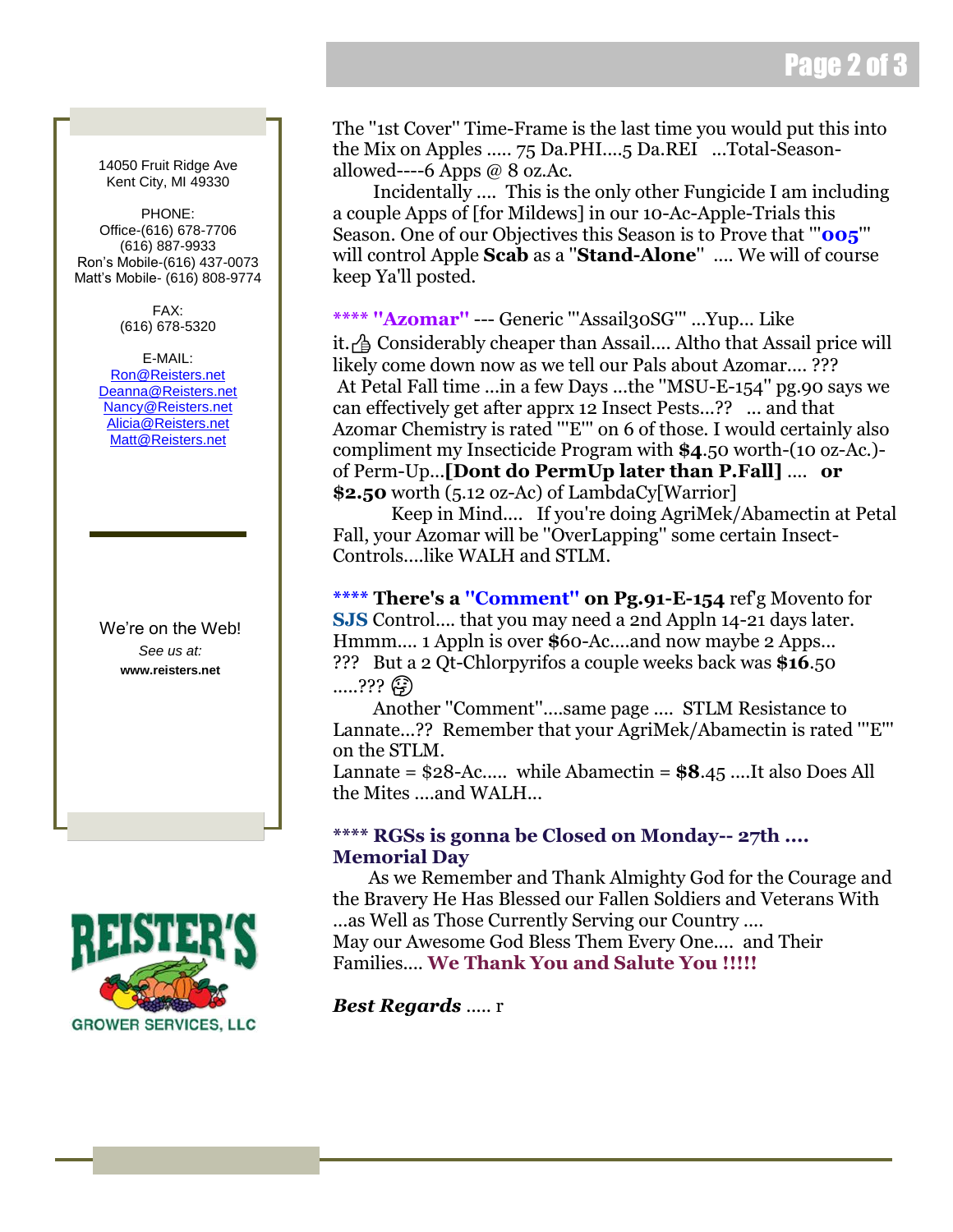14050 Fruit Ridge Ave
Kent City, MI 49330

PHONE:
Office-(616) 678-7706
(616) 887-9933
Ron's Mobile-(616) 437-0073
Matt's Mobile- (616) 808-9774

FAX:
(616) 678-5320

E-MAIL:
Ron@Reisters.net
Deanna@Reisters.net
Nancy@Reisters.net
Alicia@Reisters.net
Matt@Reisters.net

We're on the Web!
*See us at:*
**www.reisters.net**

REISTER'S
GROWER SERVICES, LLC

The "1st Cover" Time-Frame is the last time you would put this into the Mix on Apples ..... 75 Da.PHI....5 Da.REI ...Total-Season-allowed----6 Apps @ 8 oz.Ac.

Incidentally .... This is the only other Fungicide I am including a couple Apps of [for Mildews] in our 10-Ac-Apple-Trials this Season. One of our Objectives this Season is to Prove that '"**005**"' will control Apple **Scab** as a "**Stand-Alone**" .... We will of course keep Ya'll posted.

**** **"Azomar"** --- Generic '"Assail30SG"' ...Yup... Like it.👍 Considerably cheaper than Assail.... Altho that Assail price will likely come down now as we tell our Pals about Azomar.... ??? At Petal Fall time ...in a few Days ...the "MSU-E-154" pg.90 says we can effectively get after apprx 12 Insect Pests...?? ... and that Azomar Chemistry is rated '"E"' on 6 of those. I would certainly also compliment my Insecticide Program with **$4**.50 worth-(10 oz-Ac.)-of Perm-Up...**[Dont do PermUp later than P.Fall]** .... **or $2.50** worth (5.12 oz-Ac) of LambdaCy[Warrior]

Keep in Mind.... If you're doing AgriMek/Abamectin at Petal Fall, your Azomar will be "OverLapping" some certain Insect-Controls....like WALH and STLM.

**** **There's a "Comment" on Pg.91-E-154** ref'g Movento for **SJS** Control.... that you may need a 2nd Appln 14-21 days later. Hmmm.... 1 Appln is over **$**60-Ac....and now maybe 2 Apps... ??? But a 2 Qt-Chlorpyrifos a couple weeks back was **$16**.50 .....??? 🤔

Another "Comment"....same page .... STLM Resistance to Lannate...?? Remember that your AgriMek/Abamectin is rated '"E"' on the STLM.
Lannate = $28-Ac..... while Abamectin = **$8**.45 ....It also Does All the Mites ....and WALH...

**** **RGSs is gonna be Closed on Monday-- 27th .... Memorial Day**

As we Remember and Thank Almighty God for the Courage and the Bravery He Has Blessed our Fallen Soldiers and Veterans With ...as Well as Those Currently Serving our Country ....
May our Awesome God Bless Them Every One.... and Their Families.... **We Thank You and Salute You !!!!!**

***Best Regards*** ..... r